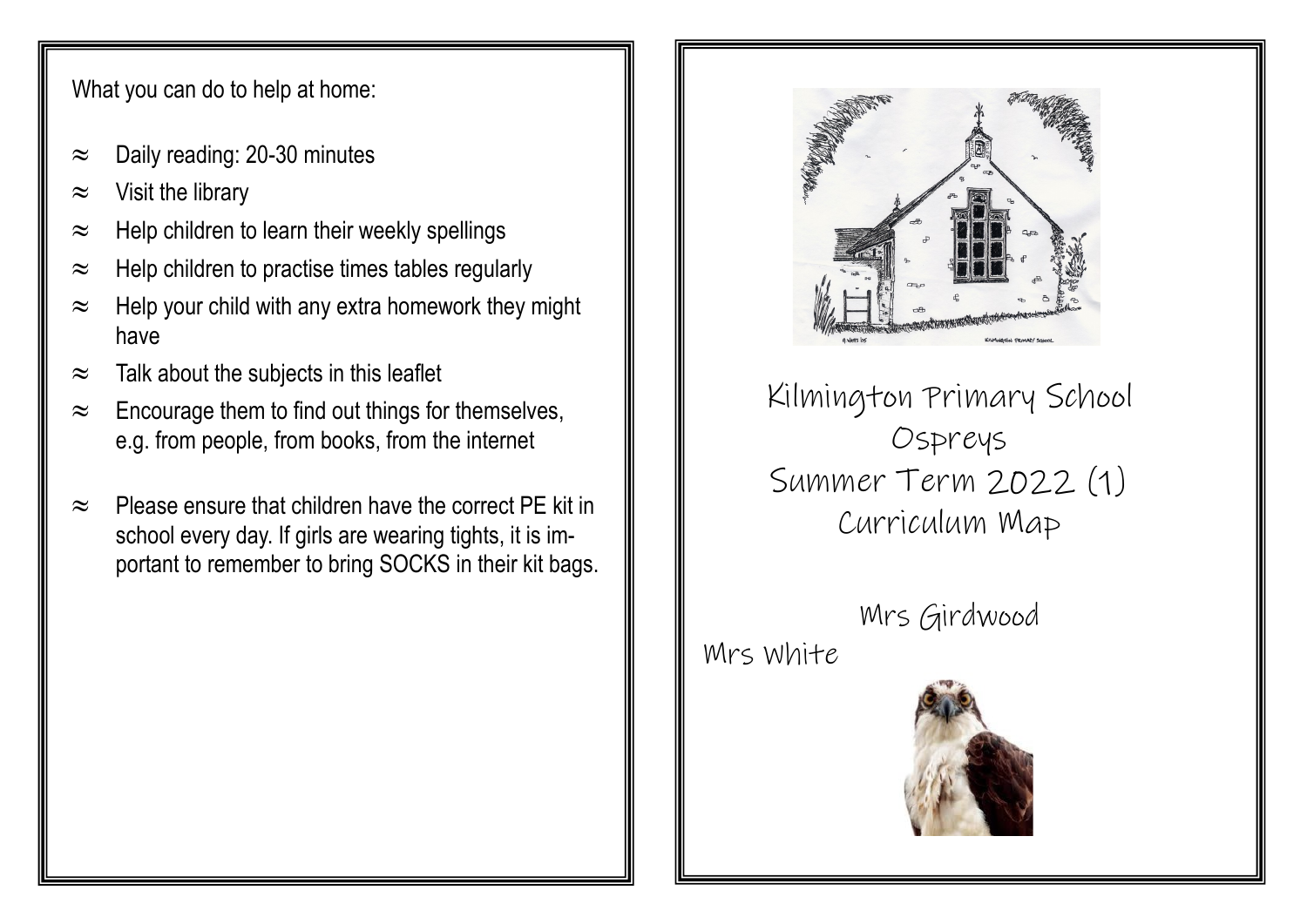What you can do to help at home:

- ≈ Daily reading: 20-30 minutes
- ≈ Visit the library
- ≈ Help children to learn their weekly spellings
- ≈ Help children to practise times tables regularly
- ≈ Help your child with any extra homework they might have
- ≈ Talk about the subjects in this leaflet
- ≈ Encourage them to find out things for themselves, e.g. from people, from books, from the internet
- ≈ Please ensure that children have the correct PE kit in school every day. If girls are wearing tights, it is important to remember to bring SOCKS in their kit bags.

# Kilmington Primary School
## Ospreys
## Summer Term 2022 (1)
## Curriculum Map

Mrs Girdwood

Mrs White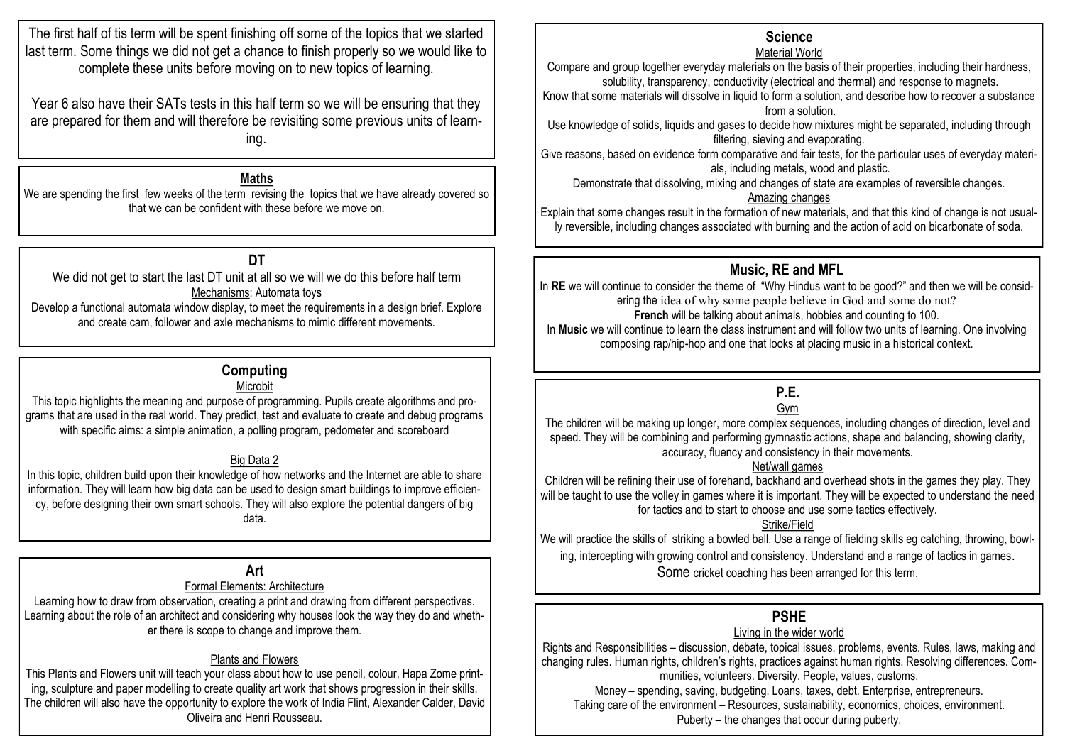The first half of tis term will be spent finishing off some of the topics that we started last term. Some things we did not get a chance to finish properly so we would like to complete these units before moving on to new topics of learning.

Year 6 also have their SATs tests in this half term so we will be ensuring that they are prepared for them and will therefore be revisiting some previous units of learning.

## Maths

We are spending the first few weeks of the term revising the topics that we have already covered so that we can be confident with these before we move on.

## DT

We did not get to start the last DT unit at all so we will we do this before half term

Mechanisms: Automata toys

Develop a functional automata window display, to meet the requirements in a design brief. Explore and create cam, follower and axle mechanisms to mimic different movements.

## Computing

### Microbit

This topic highlights the meaning and purpose of programming. Pupils create algorithms and programs that are used in the real world. They predict, test and evaluate to create and debug programs with specific aims: a simple animation, a polling program, pedometer and scoreboard

### Big Data 2

In this topic, children build upon their knowledge of how networks and the Internet are able to share information. They will learn how big data can be used to design smart buildings to improve efficiency, before designing their own smart schools. They will also explore the potential dangers of big data.

## Art

### Formal Elements: Architecture

Learning how to draw from observation, creating a print and drawing from different perspectives. Learning about the role of an architect and considering why houses look the way they do and whether there is scope to change and improve them.

### Plants and Flowers

This Plants and Flowers unit will teach your class about how to use pencil, colour, Hapa Zome printing, sculpture and paper modelling to create quality art work that shows progression in their skills. The children will also have the opportunity to explore the work of India Flint, Alexander Calder, David Oliveira and Henri Rousseau.

## Science

### Material World

Compare and group together everyday materials on the basis of their properties, including their hardness, solubility, transparency, conductivity (electrical and thermal) and response to magnets.

Know that some materials will dissolve in liquid to form a solution, and describe how to recover a substance from a solution.

Use knowledge of solids, liquids and gases to decide how mixtures might be separated, including through filtering, sieving and evaporating.

Give reasons, based on evidence form comparative and fair tests, for the particular uses of everyday materials, including metals, wood and plastic.

Demonstrate that dissolving, mixing and changes of state are examples of reversible changes.

### Amazing changes

Explain that some changes result in the formation of new materials, and that this kind of change is not usually reversible, including changes associated with burning and the action of acid on bicarbonate of soda.

## Music, RE and MFL

In **RE** we will continue to consider the theme of "Why Hindus want to be good?" and then we will be considering the idea of why some people believe in God and some do not?

**French** will be talking about animals, hobbies and counting to 100.

In **Music** we will continue to learn the class instrument and will follow two units of learning. One involving composing rap/hip-hop and one that looks at placing music in a historical context.

## P.E.

### Gym

The children will be making up longer, more complex sequences, including changes of direction, level and speed. They will be combining and performing gymnastic actions, shape and balancing, showing clarity, accuracy, fluency and consistency in their movements.

### Net/wall games

Children will be refining their use of forehand, backhand and overhead shots in the games they play. They will be taught to use the volley in games where it is important. They will be expected to understand the need for tactics and to start to choose and use some tactics effectively.

### Strike/Field

We will practice the skills of striking a bowled ball. Use a range of fielding skills eg catching, throwing, bowling, intercepting with growing control and consistency. Understand and a range of tactics in games.

Some cricket coaching has been arranged for this term.

## PSHE

### Living in the wider world

Rights and Responsibilities – discussion, debate, topical issues, problems, events. Rules, laws, making and changing rules. Human rights, children's rights, practices against human rights. Resolving differences. Communities, volunteers. Diversity. People, values, customs.

Money – spending, saving, budgeting. Loans, taxes, debt. Enterprise, entrepreneurs.

Taking care of the environment – Resources, sustainability, economics, choices, environment.

Puberty – the changes that occur during puberty.